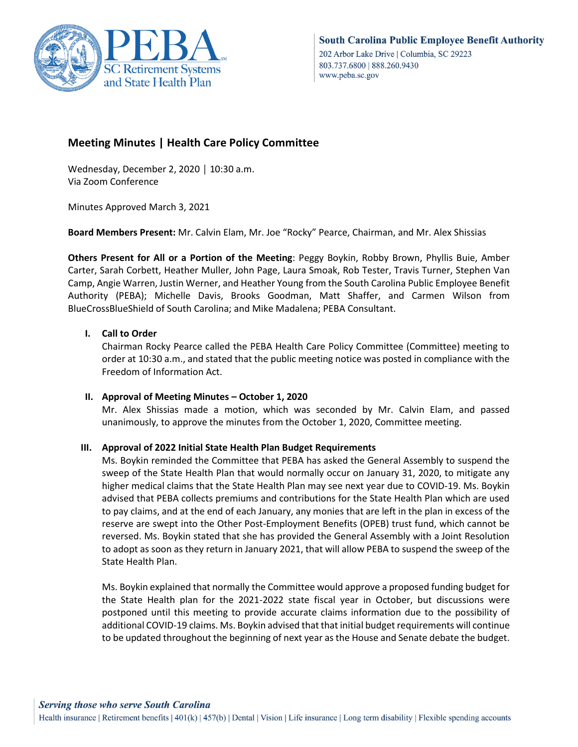South Carolina Public Employee Benefit Authority
202 Arbor Lake Drive | Columbia, SC 29223
803.737.6800 | 888.260.9430
www.peba.sc.gov

## Meeting Minutes | Health Care Policy Committee

Wednesday, December 2, 2020 | 10:30 a.m.
Via Zoom Conference

Minutes Approved March 3, 2021

**Board Members Present:** Mr. Calvin Elam, Mr. Joe "Rocky" Pearce, Chairman, and Mr. Alex Shissias

**Others Present for All or a Portion of the Meeting**: Peggy Boykin, Robby Brown, Phyllis Buie, Amber Carter, Sarah Corbett, Heather Muller, John Page, Laura Smoak, Rob Tester, Travis Turner, Stephen Van Camp, Angie Warren, Justin Werner, and Heather Young from the South Carolina Public Employee Benefit Authority (PEBA); Michelle Davis, Brooks Goodman, Matt Shaffer, and Carmen Wilson from BlueCrossBlueShield of South Carolina; and Mike Madalena; PEBA Consultant.

### I. Call to Order

Chairman Rocky Pearce called the PEBA Health Care Policy Committee (Committee) meeting to order at 10:30 a.m., and stated that the public meeting notice was posted in compliance with the Freedom of Information Act.

### II. Approval of Meeting Minutes – October 1, 2020

Mr. Alex Shissias made a motion, which was seconded by Mr. Calvin Elam, and passed unanimously, to approve the minutes from the October 1, 2020, Committee meeting.

### III. Approval of 2022 Initial State Health Plan Budget Requirements

Ms. Boykin reminded the Committee that PEBA has asked the General Assembly to suspend the sweep of the State Health Plan that would normally occur on January 31, 2020, to mitigate any higher medical claims that the State Health Plan may see next year due to COVID-19. Ms. Boykin advised that PEBA collects premiums and contributions for the State Health Plan which are used to pay claims, and at the end of each January, any monies that are left in the plan in excess of the reserve are swept into the Other Post-Employment Benefits (OPEB) trust fund, which cannot be reversed. Ms. Boykin stated that she has provided the General Assembly with a Joint Resolution to adopt as soon as they return in January 2021, that will allow PEBA to suspend the sweep of the State Health Plan.

Ms. Boykin explained that normally the Committee would approve a proposed funding budget for the State Health plan for the 2021-2022 state fiscal year in October, but discussions were postponed until this meeting to provide accurate claims information due to the possibility of additional COVID-19 claims. Ms. Boykin advised that that initial budget requirements will continue to be updated throughout the beginning of next year as the House and Senate debate the budget.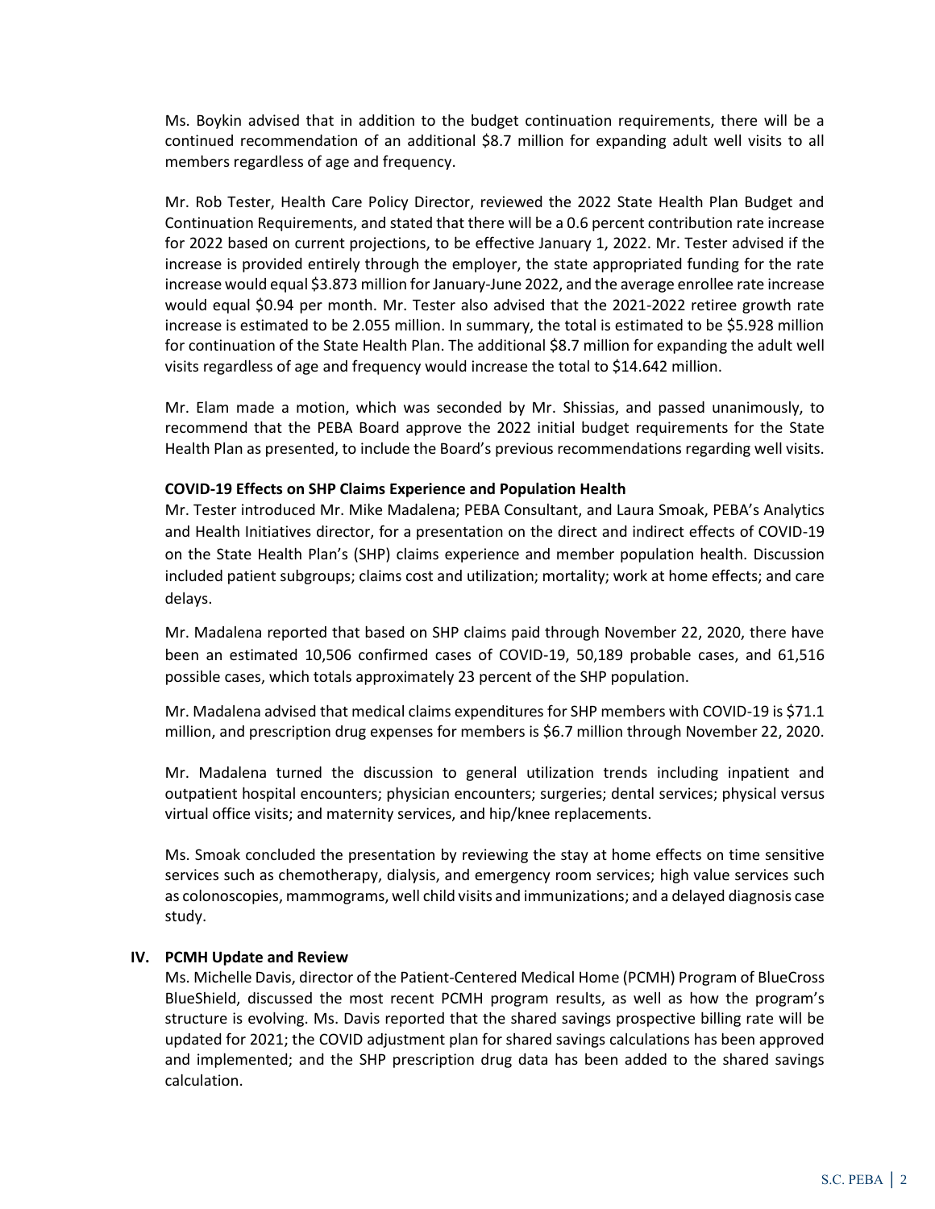Ms. Boykin advised that in addition to the budget continuation requirements, there will be a continued recommendation of an additional $8.7 million for expanding adult well visits to all members regardless of age and frequency.

Mr. Rob Tester, Health Care Policy Director, reviewed the 2022 State Health Plan Budget and Continuation Requirements, and stated that there will be a 0.6 percent contribution rate increase for 2022 based on current projections, to be effective January 1, 2022. Mr. Tester advised if the increase is provided entirely through the employer, the state appropriated funding for the rate increase would equal $3.873 million for January-June 2022, and the average enrollee rate increase would equal $0.94 per month. Mr. Tester also advised that the 2021-2022 retiree growth rate increase is estimated to be 2.055 million. In summary, the total is estimated to be $5.928 million for continuation of the State Health Plan. The additional $8.7 million for expanding the adult well visits regardless of age and frequency would increase the total to $14.642 million.

Mr. Elam made a motion, which was seconded by Mr. Shissias, and passed unanimously, to recommend that the PEBA Board approve the 2022 initial budget requirements for the State Health Plan as presented, to include the Board's previous recommendations regarding well visits.

**COVID-19 Effects on SHP Claims Experience and Population Health**

Mr. Tester introduced Mr. Mike Madalena; PEBA Consultant, and Laura Smoak, PEBA's Analytics and Health Initiatives director, for a presentation on the direct and indirect effects of COVID-19 on the State Health Plan's (SHP) claims experience and member population health. Discussion included patient subgroups; claims cost and utilization; mortality; work at home effects; and care delays.

Mr. Madalena reported that based on SHP claims paid through November 22, 2020, there have been an estimated 10,506 confirmed cases of COVID-19, 50,189 probable cases, and 61,516 possible cases, which totals approximately 23 percent of the SHP population.

Mr. Madalena advised that medical claims expenditures for SHP members with COVID-19 is $71.1 million, and prescription drug expenses for members is $6.7 million through November 22, 2020.

Mr. Madalena turned the discussion to general utilization trends including inpatient and outpatient hospital encounters; physician encounters; surgeries; dental services; physical versus virtual office visits; and maternity services, and hip/knee replacements.

Ms. Smoak concluded the presentation by reviewing the stay at home effects on time sensitive services such as chemotherapy, dialysis, and emergency room services; high value services such as colonoscopies, mammograms, well child visits and immunizations; and a delayed diagnosis case study.

## IV. PCMH Update and Review

Ms. Michelle Davis, director of the Patient-Centered Medical Home (PCMH) Program of BlueCross BlueShield, discussed the most recent PCMH program results, as well as how the program's structure is evolving. Ms. Davis reported that the shared savings prospective billing rate will be updated for 2021; the COVID adjustment plan for shared savings calculations has been approved and implemented; and the SHP prescription drug data has been added to the shared savings calculation.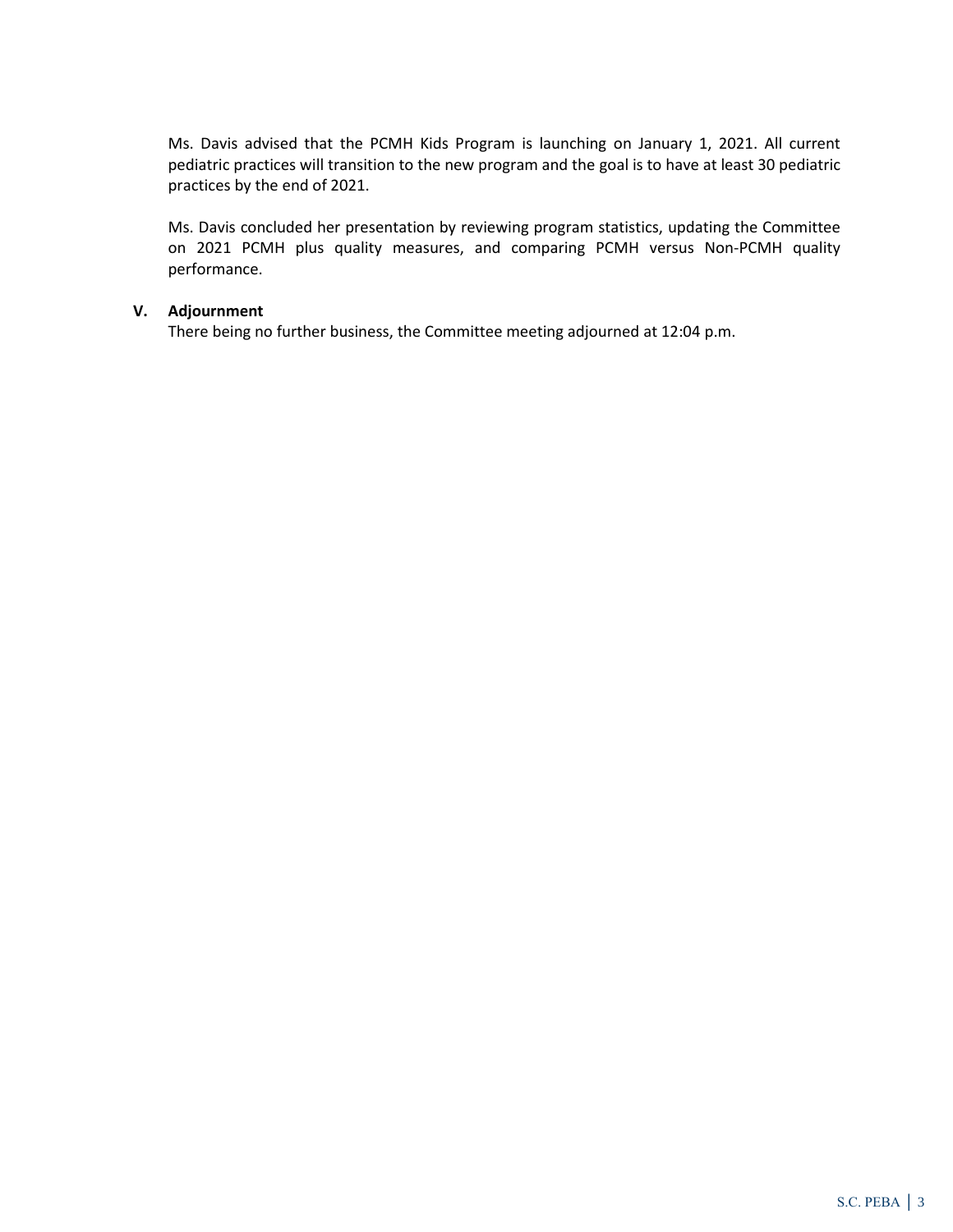Ms. Davis advised that the PCMH Kids Program is launching on January 1, 2021. All current pediatric practices will transition to the new program and the goal is to have at least 30 pediatric practices by the end of 2021.

Ms. Davis concluded her presentation by reviewing program statistics, updating the Committee on 2021 PCMH plus quality measures, and comparing PCMH versus Non-PCMH quality performance.

## V. Adjournment

There being no further business, the Committee meeting adjourned at 12:04 p.m.